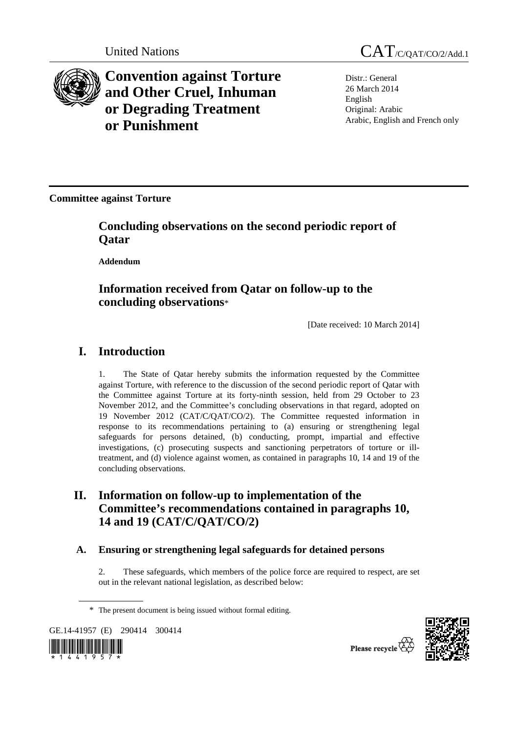United Nations CAT/C/QAT/CO/2/Add.1

# Convention against Torture and Other Cruel, Inhuman or Degrading Treatment or Punishment

Distr.: General
26 March 2014
English
Original: Arabic
Arabic, English and French only

**Committee against Torture**

## Concluding observations on the second periodic report of Qatar

**Addendum**

## Information received from Qatar on follow-up to the concluding observations*

[Date received: 10 March 2014]

# I. Introduction

1. The State of Qatar hereby submits the information requested by the Committee against Torture, with reference to the discussion of the second periodic report of Qatar with the Committee against Torture at its forty-ninth session, held from 29 October to 23 November 2012, and the Committee's concluding observations in that regard, adopted on 19 November 2012 (CAT/C/QAT/CO/2). The Committee requested information in response to its recommendations pertaining to (a) ensuring or strengthening legal safeguards for persons detained, (b) conducting, prompt, impartial and effective investigations, (c) prosecuting suspects and sanctioning perpetrators of torture or ill-treatment, and (d) violence against women, as contained in paragraphs 10, 14 and 19 of the concluding observations.

# II. Information on follow-up to implementation of the Committee's recommendations contained in paragraphs 10, 14 and 19 (CAT/C/QAT/CO/2)

## A. Ensuring or strengthening legal safeguards for detained persons

2. These safeguards, which members of the police force are required to respect, are set out in the relevant national legislation, as described below:

\* The present document is being issued without formal editing.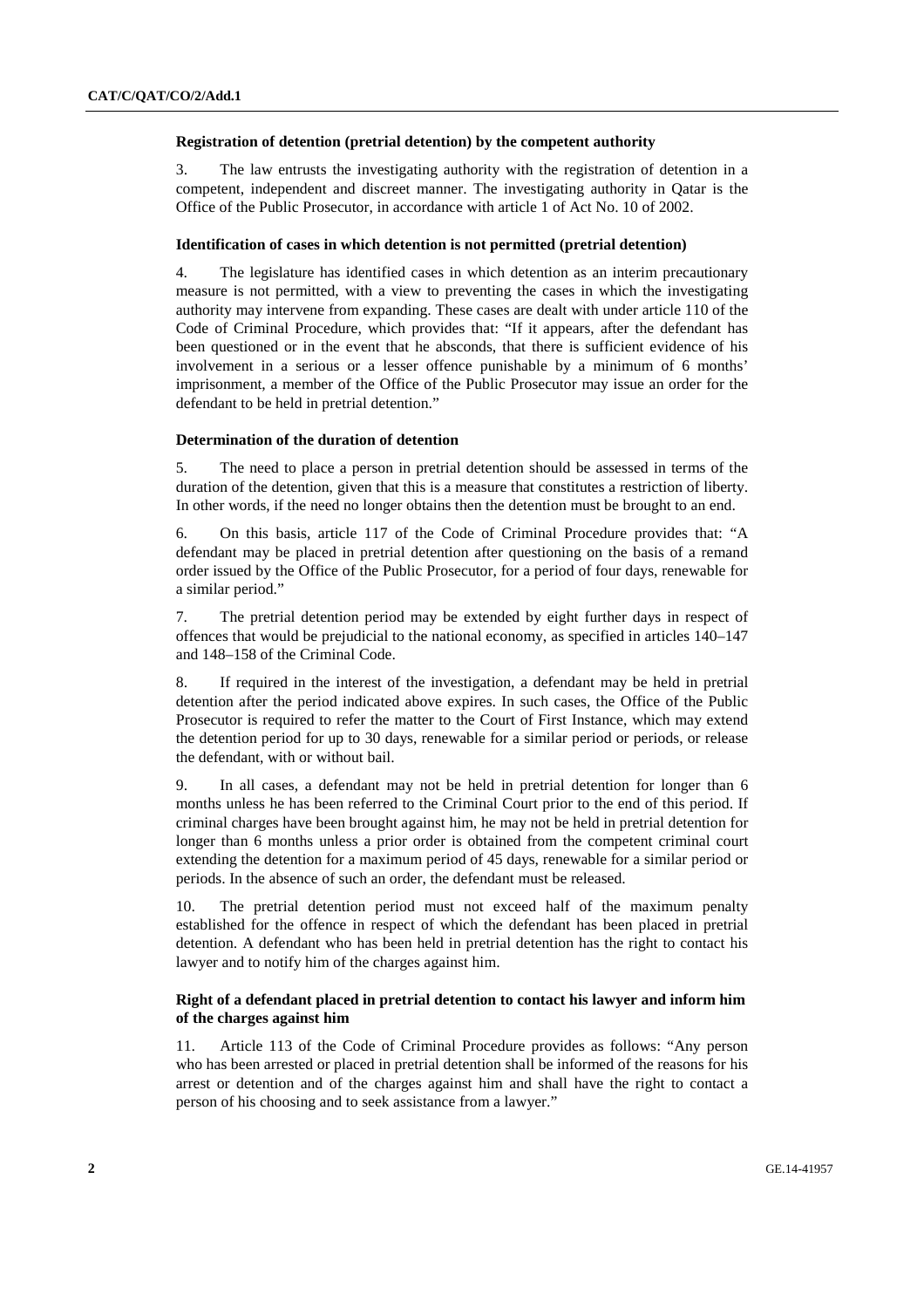### Registration of detention (pretrial detention) by the competent authority

3. The law entrusts the investigating authority with the registration of detention in a competent, independent and discreet manner. The investigating authority in Qatar is the Office of the Public Prosecutor, in accordance with article 1 of Act No. 10 of 2002.

### Identification of cases in which detention is not permitted (pretrial detention)

4. The legislature has identified cases in which detention as an interim precautionary measure is not permitted, with a view to preventing the cases in which the investigating authority may intervene from expanding. These cases are dealt with under article 110 of the Code of Criminal Procedure, which provides that: "If it appears, after the defendant has been questioned or in the event that he absconds, that there is sufficient evidence of his involvement in a serious or a lesser offence punishable by a minimum of 6 months' imprisonment, a member of the Office of the Public Prosecutor may issue an order for the defendant to be held in pretrial detention."

### Determination of the duration of detention

5. The need to place a person in pretrial detention should be assessed in terms of the duration of the detention, given that this is a measure that constitutes a restriction of liberty. In other words, if the need no longer obtains then the detention must be brought to an end.

6. On this basis, article 117 of the Code of Criminal Procedure provides that: "A defendant may be placed in pretrial detention after questioning on the basis of a remand order issued by the Office of the Public Prosecutor, for a period of four days, renewable for a similar period."

7. The pretrial detention period may be extended by eight further days in respect of offences that would be prejudicial to the national economy, as specified in articles 140–147 and 148–158 of the Criminal Code.

8. If required in the interest of the investigation, a defendant may be held in pretrial detention after the period indicated above expires. In such cases, the Office of the Public Prosecutor is required to refer the matter to the Court of First Instance, which may extend the detention period for up to 30 days, renewable for a similar period or periods, or release the defendant, with or without bail.

9. In all cases, a defendant may not be held in pretrial detention for longer than 6 months unless he has been referred to the Criminal Court prior to the end of this period. If criminal charges have been brought against him, he may not be held in pretrial detention for longer than 6 months unless a prior order is obtained from the competent criminal court extending the detention for a maximum period of 45 days, renewable for a similar period or periods. In the absence of such an order, the defendant must be released.

10. The pretrial detention period must not exceed half of the maximum penalty established for the offence in respect of which the defendant has been placed in pretrial detention. A defendant who has been held in pretrial detention has the right to contact his lawyer and to notify him of the charges against him.

### Right of a defendant placed in pretrial detention to contact his lawyer and inform him of the charges against him

11. Article 113 of the Code of Criminal Procedure provides as follows: "Any person who has been arrested or placed in pretrial detention shall be informed of the reasons for his arrest or detention and of the charges against him and shall have the right to contact a person of his choosing and to seek assistance from a lawyer."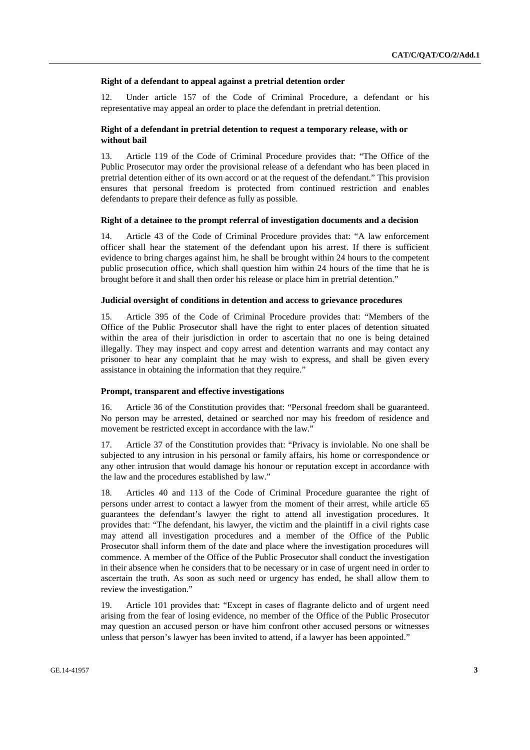**Right of a defendant to appeal against a pretrial detention order**

12. Under article 157 of the Code of Criminal Procedure, a defendant or his representative may appeal an order to place the defendant in pretrial detention.

**Right of a defendant in pretrial detention to request a temporary release, with or without bail**

13. Article 119 of the Code of Criminal Procedure provides that: "The Office of the Public Prosecutor may order the provisional release of a defendant who has been placed in pretrial detention either of its own accord or at the request of the defendant." This provision ensures that personal freedom is protected from continued restriction and enables defendants to prepare their defence as fully as possible.

**Right of a detainee to the prompt referral of investigation documents and a decision**

14. Article 43 of the Code of Criminal Procedure provides that: "A law enforcement officer shall hear the statement of the defendant upon his arrest. If there is sufficient evidence to bring charges against him, he shall be brought within 24 hours to the competent public prosecution office, which shall question him within 24 hours of the time that he is brought before it and shall then order his release or place him in pretrial detention."

**Judicial oversight of conditions in detention and access to grievance procedures**

15. Article 395 of the Code of Criminal Procedure provides that: "Members of the Office of the Public Prosecutor shall have the right to enter places of detention situated within the area of their jurisdiction in order to ascertain that no one is being detained illegally. They may inspect and copy arrest and detention warrants and may contact any prisoner to hear any complaint that he may wish to express, and shall be given every assistance in obtaining the information that they require."

**Prompt, transparent and effective investigations**

16. Article 36 of the Constitution provides that: "Personal freedom shall be guaranteed. No person may be arrested, detained or searched nor may his freedom of residence and movement be restricted except in accordance with the law."

17. Article 37 of the Constitution provides that: "Privacy is inviolable. No one shall be subjected to any intrusion in his personal or family affairs, his home or correspondence or any other intrusion that would damage his honour or reputation except in accordance with the law and the procedures established by law."

18. Articles 40 and 113 of the Code of Criminal Procedure guarantee the right of persons under arrest to contact a lawyer from the moment of their arrest, while article 65 guarantees the defendant's lawyer the right to attend all investigation procedures. It provides that: "The defendant, his lawyer, the victim and the plaintiff in a civil rights case may attend all investigation procedures and a member of the Office of the Public Prosecutor shall inform them of the date and place where the investigation procedures will commence. A member of the Office of the Public Prosecutor shall conduct the investigation in their absence when he considers that to be necessary or in case of urgent need in order to ascertain the truth. As soon as such need or urgency has ended, he shall allow them to review the investigation."

19. Article 101 provides that: "Except in cases of flagrante delicto and of urgent need arising from the fear of losing evidence, no member of the Office of the Public Prosecutor may question an accused person or have him confront other accused persons or witnesses unless that person's lawyer has been invited to attend, if a lawyer has been appointed."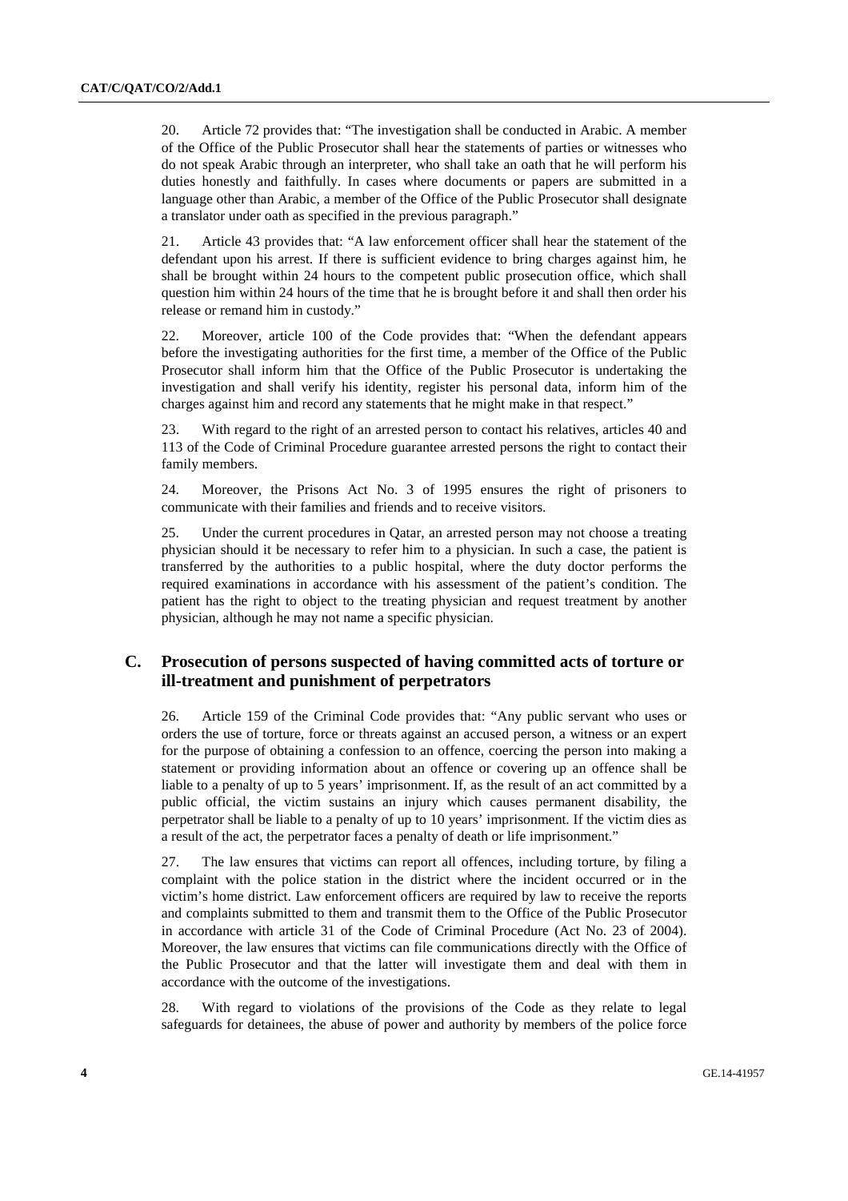20. Article 72 provides that: "The investigation shall be conducted in Arabic. A member of the Office of the Public Prosecutor shall hear the statements of parties or witnesses who do not speak Arabic through an interpreter, who shall take an oath that he will perform his duties honestly and faithfully. In cases where documents or papers are submitted in a language other than Arabic, a member of the Office of the Public Prosecutor shall designate a translator under oath as specified in the previous paragraph."

21. Article 43 provides that: "A law enforcement officer shall hear the statement of the defendant upon his arrest. If there is sufficient evidence to bring charges against him, he shall be brought within 24 hours to the competent public prosecution office, which shall question him within 24 hours of the time that he is brought before it and shall then order his release or remand him in custody."

22. Moreover, article 100 of the Code provides that: "When the defendant appears before the investigating authorities for the first time, a member of the Office of the Public Prosecutor shall inform him that the Office of the Public Prosecutor is undertaking the investigation and shall verify his identity, register his personal data, inform him of the charges against him and record any statements that he might make in that respect."

23. With regard to the right of an arrested person to contact his relatives, articles 40 and 113 of the Code of Criminal Procedure guarantee arrested persons the right to contact their family members.

24. Moreover, the Prisons Act No. 3 of 1995 ensures the right of prisoners to communicate with their families and friends and to receive visitors.

25. Under the current procedures in Qatar, an arrested person may not choose a treating physician should it be necessary to refer him to a physician. In such a case, the patient is transferred by the authorities to a public hospital, where the duty doctor performs the required examinations in accordance with his assessment of the patient's condition. The patient has the right to object to the treating physician and request treatment by another physician, although he may not name a specific physician.

## C. Prosecution of persons suspected of having committed acts of torture or ill-treatment and punishment of perpetrators

26. Article 159 of the Criminal Code provides that: "Any public servant who uses or orders the use of torture, force or threats against an accused person, a witness or an expert for the purpose of obtaining a confession to an offence, coercing the person into making a statement or providing information about an offence or covering up an offence shall be liable to a penalty of up to 5 years' imprisonment. If, as the result of an act committed by a public official, the victim sustains an injury which causes permanent disability, the perpetrator shall be liable to a penalty of up to 10 years' imprisonment. If the victim dies as a result of the act, the perpetrator faces a penalty of death or life imprisonment."

27. The law ensures that victims can report all offences, including torture, by filing a complaint with the police station in the district where the incident occurred or in the victim's home district. Law enforcement officers are required by law to receive the reports and complaints submitted to them and transmit them to the Office of the Public Prosecutor in accordance with article 31 of the Code of Criminal Procedure (Act No. 23 of 2004). Moreover, the law ensures that victims can file communications directly with the Office of the Public Prosecutor and that the latter will investigate them and deal with them in accordance with the outcome of the investigations.

28. With regard to violations of the provisions of the Code as they relate to legal safeguards for detainees, the abuse of power and authority by members of the police force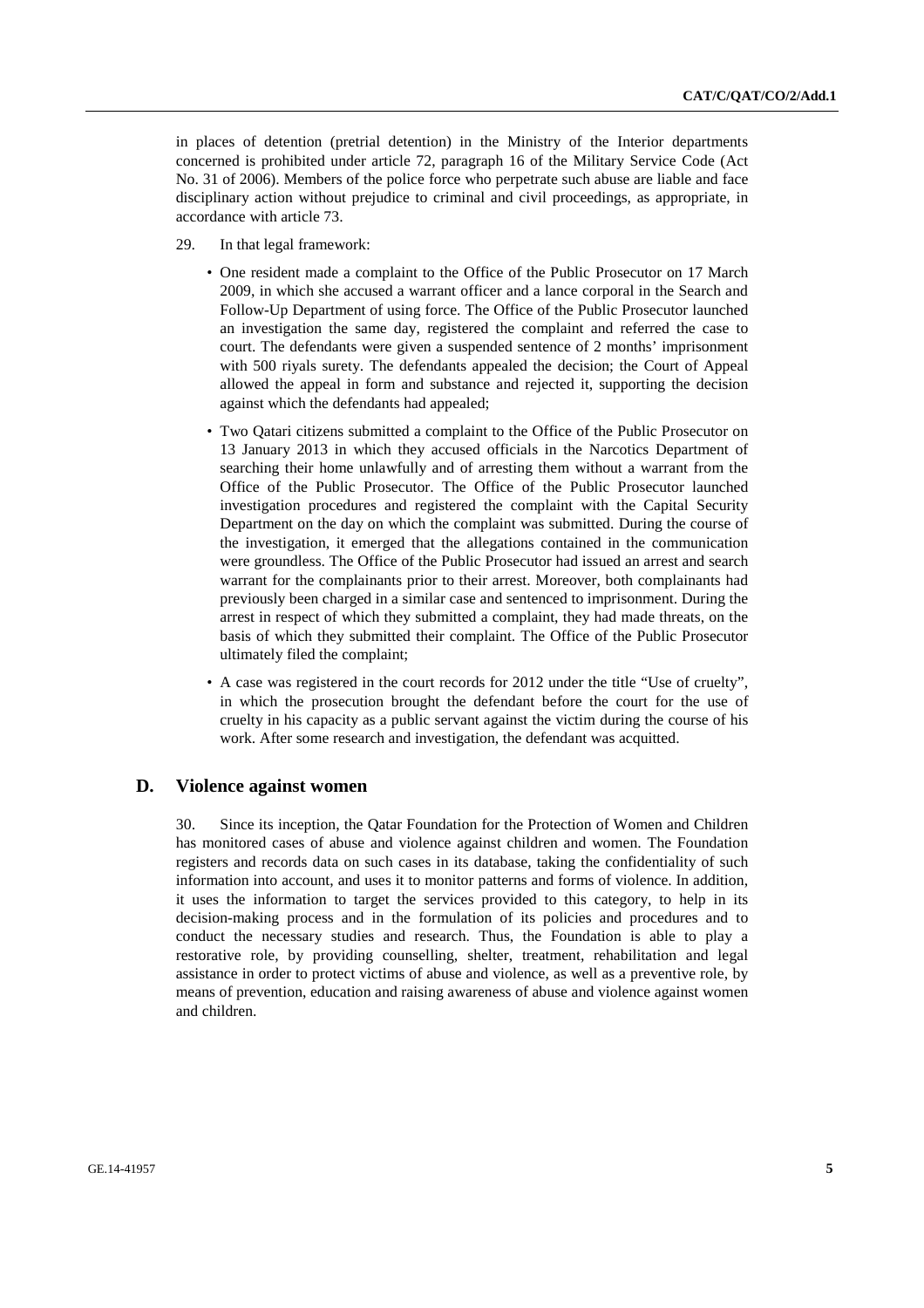in places of detention (pretrial detention) in the Ministry of the Interior departments concerned is prohibited under article 72, paragraph 16 of the Military Service Code (Act No. 31 of 2006). Members of the police force who perpetrate such abuse are liable and face disciplinary action without prejudice to criminal and civil proceedings, as appropriate, in accordance with article 73.

29. In that legal framework:

- One resident made a complaint to the Office of the Public Prosecutor on 17 March 2009, in which she accused a warrant officer and a lance corporal in the Search and Follow-Up Department of using force. The Office of the Public Prosecutor launched an investigation the same day, registered the complaint and referred the case to court. The defendants were given a suspended sentence of 2 months' imprisonment with 500 riyals surety. The defendants appealed the decision; the Court of Appeal allowed the appeal in form and substance and rejected it, supporting the decision against which the defendants had appealed;
- Two Qatari citizens submitted a complaint to the Office of the Public Prosecutor on 13 January 2013 in which they accused officials in the Narcotics Department of searching their home unlawfully and of arresting them without a warrant from the Office of the Public Prosecutor. The Office of the Public Prosecutor launched investigation procedures and registered the complaint with the Capital Security Department on the day on which the complaint was submitted. During the course of the investigation, it emerged that the allegations contained in the communication were groundless. The Office of the Public Prosecutor had issued an arrest and search warrant for the complainants prior to their arrest. Moreover, both complainants had previously been charged in a similar case and sentenced to imprisonment. During the arrest in respect of which they submitted a complaint, they had made threats, on the basis of which they submitted their complaint. The Office of the Public Prosecutor ultimately filed the complaint;
- A case was registered in the court records for 2012 under the title "Use of cruelty", in which the prosecution brought the defendant before the court for the use of cruelty in his capacity as a public servant against the victim during the course of his work. After some research and investigation, the defendant was acquitted.

## D. Violence against women

30. Since its inception, the Qatar Foundation for the Protection of Women and Children has monitored cases of abuse and violence against children and women. The Foundation registers and records data on such cases in its database, taking the confidentiality of such information into account, and uses it to monitor patterns and forms of violence. In addition, it uses the information to target the services provided to this category, to help in its decision-making process and in the formulation of its policies and procedures and to conduct the necessary studies and research. Thus, the Foundation is able to play a restorative role, by providing counselling, shelter, treatment, rehabilitation and legal assistance in order to protect victims of abuse and violence, as well as a preventive role, by means of prevention, education and raising awareness of abuse and violence against women and children.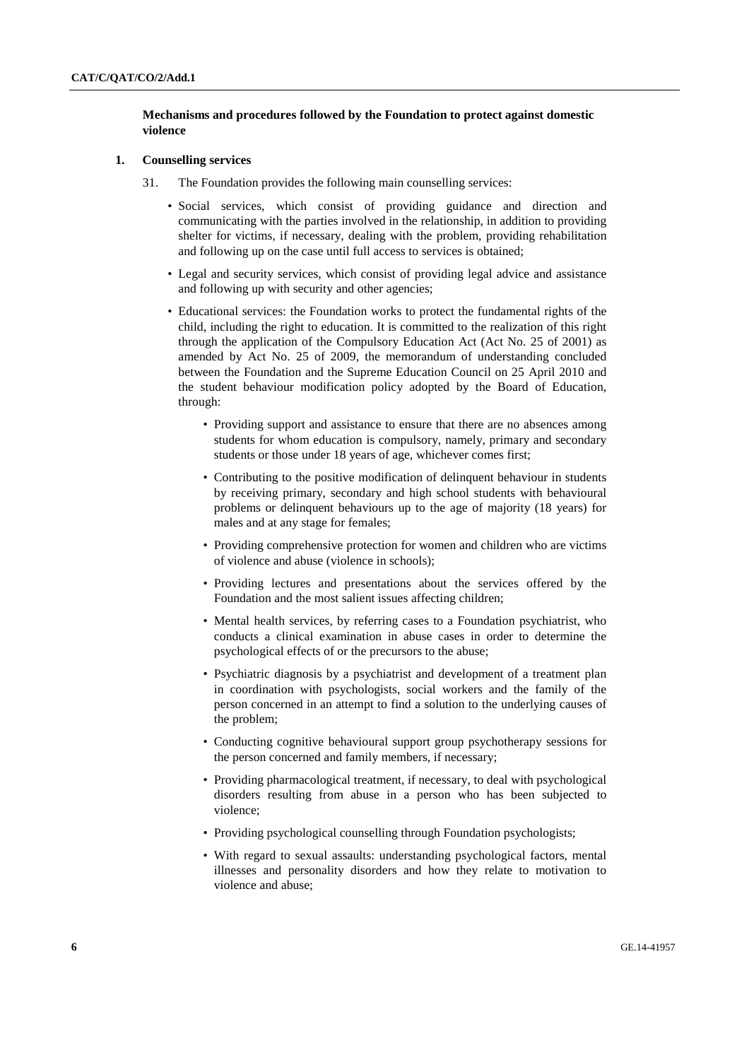**Mechanisms and procedures followed by the Foundation to protect against domestic violence**

**1. Counselling services**

31. The Foundation provides the following main counselling services:

- Social services, which consist of providing guidance and direction and communicating with the parties involved in the relationship, in addition to providing shelter for victims, if necessary, dealing with the problem, providing rehabilitation and following up on the case until full access to services is obtained;
- Legal and security services, which consist of providing legal advice and assistance and following up with security and other agencies;
- Educational services: the Foundation works to protect the fundamental rights of the child, including the right to education. It is committed to the realization of this right through the application of the Compulsory Education Act (Act No. 25 of 2001) as amended by Act No. 25 of 2009, the memorandum of understanding concluded between the Foundation and the Supreme Education Council on 25 April 2010 and the student behaviour modification policy adopted by the Board of Education, through:
  - Providing support and assistance to ensure that there are no absences among students for whom education is compulsory, namely, primary and secondary students or those under 18 years of age, whichever comes first;
  - Contributing to the positive modification of delinquent behaviour in students by receiving primary, secondary and high school students with behavioural problems or delinquent behaviours up to the age of majority (18 years) for males and at any stage for females;
  - Providing comprehensive protection for women and children who are victims of violence and abuse (violence in schools);
  - Providing lectures and presentations about the services offered by the Foundation and the most salient issues affecting children;
  - Mental health services, by referring cases to a Foundation psychiatrist, who conducts a clinical examination in abuse cases in order to determine the psychological effects of or the precursors to the abuse;
  - Psychiatric diagnosis by a psychiatrist and development of a treatment plan in coordination with psychologists, social workers and the family of the person concerned in an attempt to find a solution to the underlying causes of the problem;
  - Conducting cognitive behavioural support group psychotherapy sessions for the person concerned and family members, if necessary;
  - Providing pharmacological treatment, if necessary, to deal with psychological disorders resulting from abuse in a person who has been subjected to violence;
  - Providing psychological counselling through Foundation psychologists;
  - With regard to sexual assaults: understanding psychological factors, mental illnesses and personality disorders and how they relate to motivation to violence and abuse;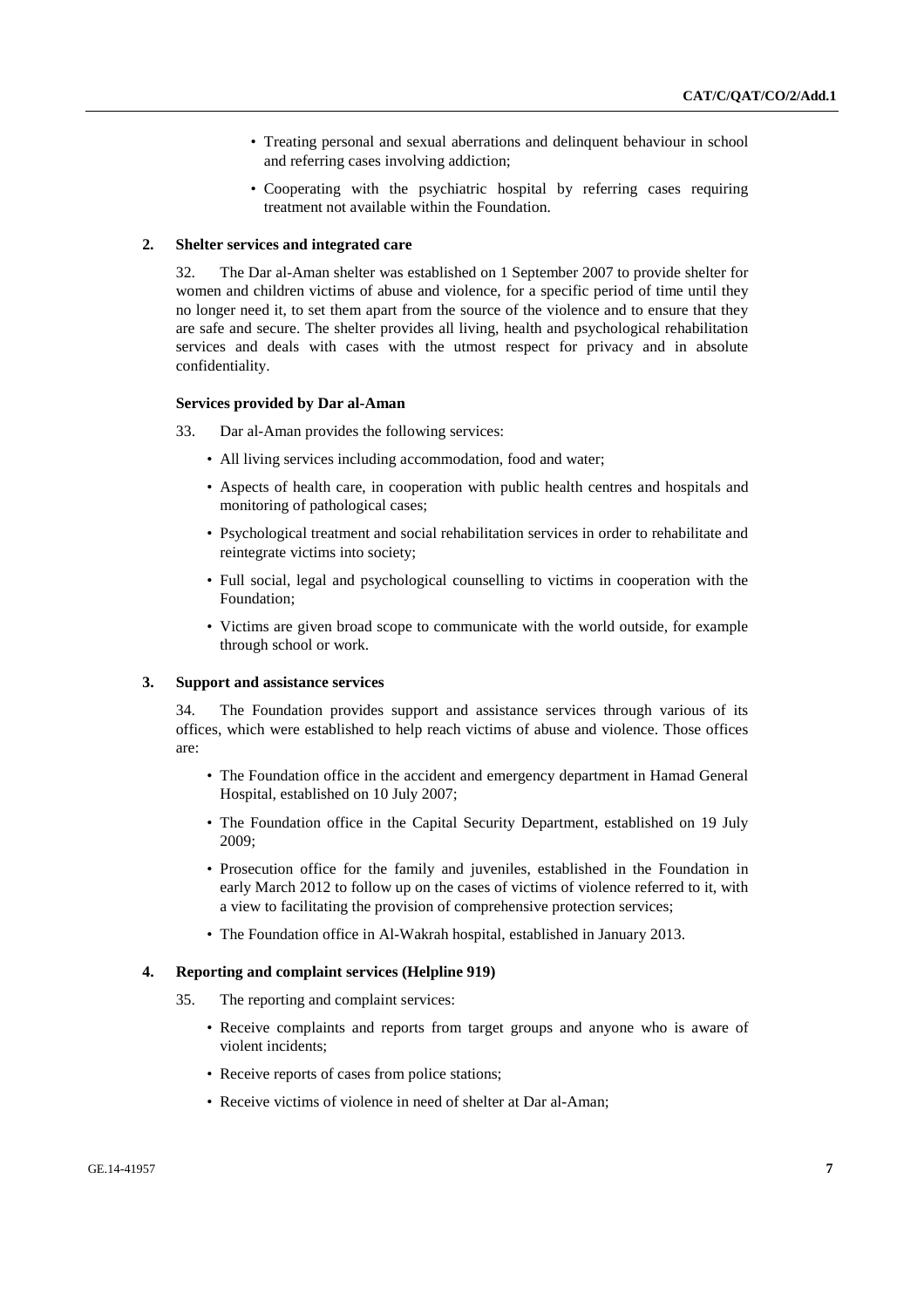- Treating personal and sexual aberrations and delinquent behaviour in school and referring cases involving addiction;
- Cooperating with the psychiatric hospital by referring cases requiring treatment not available within the Foundation.

### 2. Shelter services and integrated care

32. The Dar al-Aman shelter was established on 1 September 2007 to provide shelter for women and children victims of abuse and violence, for a specific period of time until they no longer need it, to set them apart from the source of the violence and to ensure that they are safe and secure. The shelter provides all living, health and psychological rehabilitation services and deals with cases with the utmost respect for privacy and in absolute confidentiality.

#### Services provided by Dar al-Aman

33. Dar al-Aman provides the following services:

- All living services including accommodation, food and water;
- Aspects of health care, in cooperation with public health centres and hospitals and monitoring of pathological cases;
- Psychological treatment and social rehabilitation services in order to rehabilitate and reintegrate victims into society;
- Full social, legal and psychological counselling to victims in cooperation with the Foundation;
- Victims are given broad scope to communicate with the world outside, for example through school or work.

### 3. Support and assistance services

34. The Foundation provides support and assistance services through various of its offices, which were established to help reach victims of abuse and violence. Those offices are:

- The Foundation office in the accident and emergency department in Hamad General Hospital, established on 10 July 2007;
- The Foundation office in the Capital Security Department, established on 19 July 2009;
- Prosecution office for the family and juveniles, established in the Foundation in early March 2012 to follow up on the cases of victims of violence referred to it, with a view to facilitating the provision of comprehensive protection services;
- The Foundation office in Al-Wakrah hospital, established in January 2013.

### 4. Reporting and complaint services (Helpline 919)

35. The reporting and complaint services:

- Receive complaints and reports from target groups and anyone who is aware of violent incidents;
- Receive reports of cases from police stations;
- Receive victims of violence in need of shelter at Dar al-Aman;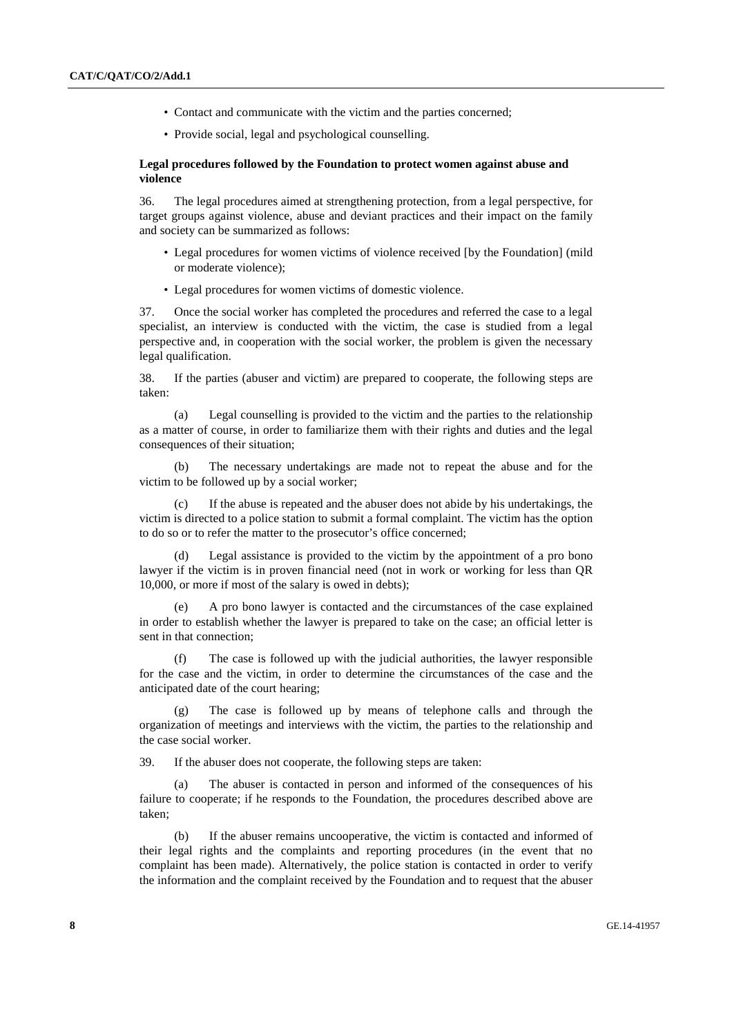- Contact and communicate with the victim and the parties concerned;
- Provide social, legal and psychological counselling.

**Legal procedures followed by the Foundation to protect women against abuse and violence**

36. The legal procedures aimed at strengthening protection, from a legal perspective, for target groups against violence, abuse and deviant practices and their impact on the family and society can be summarized as follows:

- Legal procedures for women victims of violence received [by the Foundation] (mild or moderate violence);
- Legal procedures for women victims of domestic violence.

37. Once the social worker has completed the procedures and referred the case to a legal specialist, an interview is conducted with the victim, the case is studied from a legal perspective and, in cooperation with the social worker, the problem is given the necessary legal qualification.

38. If the parties (abuser and victim) are prepared to cooperate, the following steps are taken:

(a) Legal counselling is provided to the victim and the parties to the relationship as a matter of course, in order to familiarize them with their rights and duties and the legal consequences of their situation;

(b) The necessary undertakings are made not to repeat the abuse and for the victim to be followed up by a social worker;

(c) If the abuse is repeated and the abuser does not abide by his undertakings, the victim is directed to a police station to submit a formal complaint. The victim has the option to do so or to refer the matter to the prosecutor's office concerned;

(d) Legal assistance is provided to the victim by the appointment of a pro bono lawyer if the victim is in proven financial need (not in work or working for less than QR 10,000, or more if most of the salary is owed in debts);

(e) A pro bono lawyer is contacted and the circumstances of the case explained in order to establish whether the lawyer is prepared to take on the case; an official letter is sent in that connection;

(f) The case is followed up with the judicial authorities, the lawyer responsible for the case and the victim, in order to determine the circumstances of the case and the anticipated date of the court hearing;

(g) The case is followed up by means of telephone calls and through the organization of meetings and interviews with the victim, the parties to the relationship and the case social worker.

39. If the abuser does not cooperate, the following steps are taken:

(a) The abuser is contacted in person and informed of the consequences of his failure to cooperate; if he responds to the Foundation, the procedures described above are taken;

(b) If the abuser remains uncooperative, the victim is contacted and informed of their legal rights and the complaints and reporting procedures (in the event that no complaint has been made). Alternatively, the police station is contacted in order to verify the information and the complaint received by the Foundation and to request that the abuser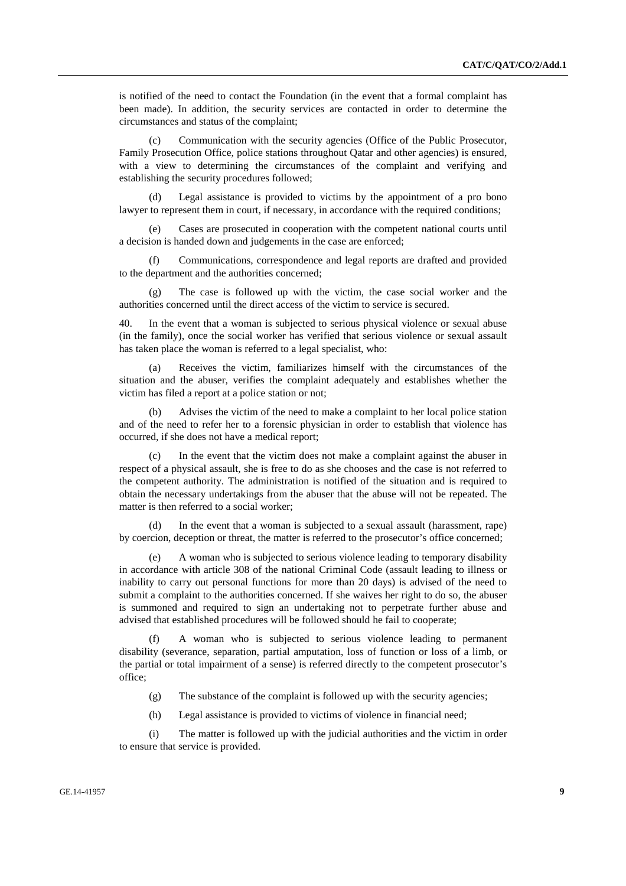is notified of the need to contact the Foundation (in the event that a formal complaint has been made). In addition, the security services are contacted in order to determine the circumstances and status of the complaint;

(c) Communication with the security agencies (Office of the Public Prosecutor, Family Prosecution Office, police stations throughout Qatar and other agencies) is ensured, with a view to determining the circumstances of the complaint and verifying and establishing the security procedures followed;

(d) Legal assistance is provided to victims by the appointment of a pro bono lawyer to represent them in court, if necessary, in accordance with the required conditions;

(e) Cases are prosecuted in cooperation with the competent national courts until a decision is handed down and judgements in the case are enforced;

(f) Communications, correspondence and legal reports are drafted and provided to the department and the authorities concerned;

(g) The case is followed up with the victim, the case social worker and the authorities concerned until the direct access of the victim to service is secured.

40. In the event that a woman is subjected to serious physical violence or sexual abuse (in the family), once the social worker has verified that serious violence or sexual assault has taken place the woman is referred to a legal specialist, who:

(a) Receives the victim, familiarizes himself with the circumstances of the situation and the abuser, verifies the complaint adequately and establishes whether the victim has filed a report at a police station or not;

(b) Advises the victim of the need to make a complaint to her local police station and of the need to refer her to a forensic physician in order to establish that violence has occurred, if she does not have a medical report;

(c) In the event that the victim does not make a complaint against the abuser in respect of a physical assault, she is free to do as she chooses and the case is not referred to the competent authority. The administration is notified of the situation and is required to obtain the necessary undertakings from the abuser that the abuse will not be repeated. The matter is then referred to a social worker;

(d) In the event that a woman is subjected to a sexual assault (harassment, rape) by coercion, deception or threat, the matter is referred to the prosecutor's office concerned;

(e) A woman who is subjected to serious violence leading to temporary disability in accordance with article 308 of the national Criminal Code (assault leading to illness or inability to carry out personal functions for more than 20 days) is advised of the need to submit a complaint to the authorities concerned. If she waives her right to do so, the abuser is summoned and required to sign an undertaking not to perpetrate further abuse and advised that established procedures will be followed should he fail to cooperate;

(f) A woman who is subjected to serious violence leading to permanent disability (severance, separation, partial amputation, loss of function or loss of a limb, or the partial or total impairment of a sense) is referred directly to the competent prosecutor's office;

(g) The substance of the complaint is followed up with the security agencies;

(h) Legal assistance is provided to victims of violence in financial need;

(i) The matter is followed up with the judicial authorities and the victim in order to ensure that service is provided.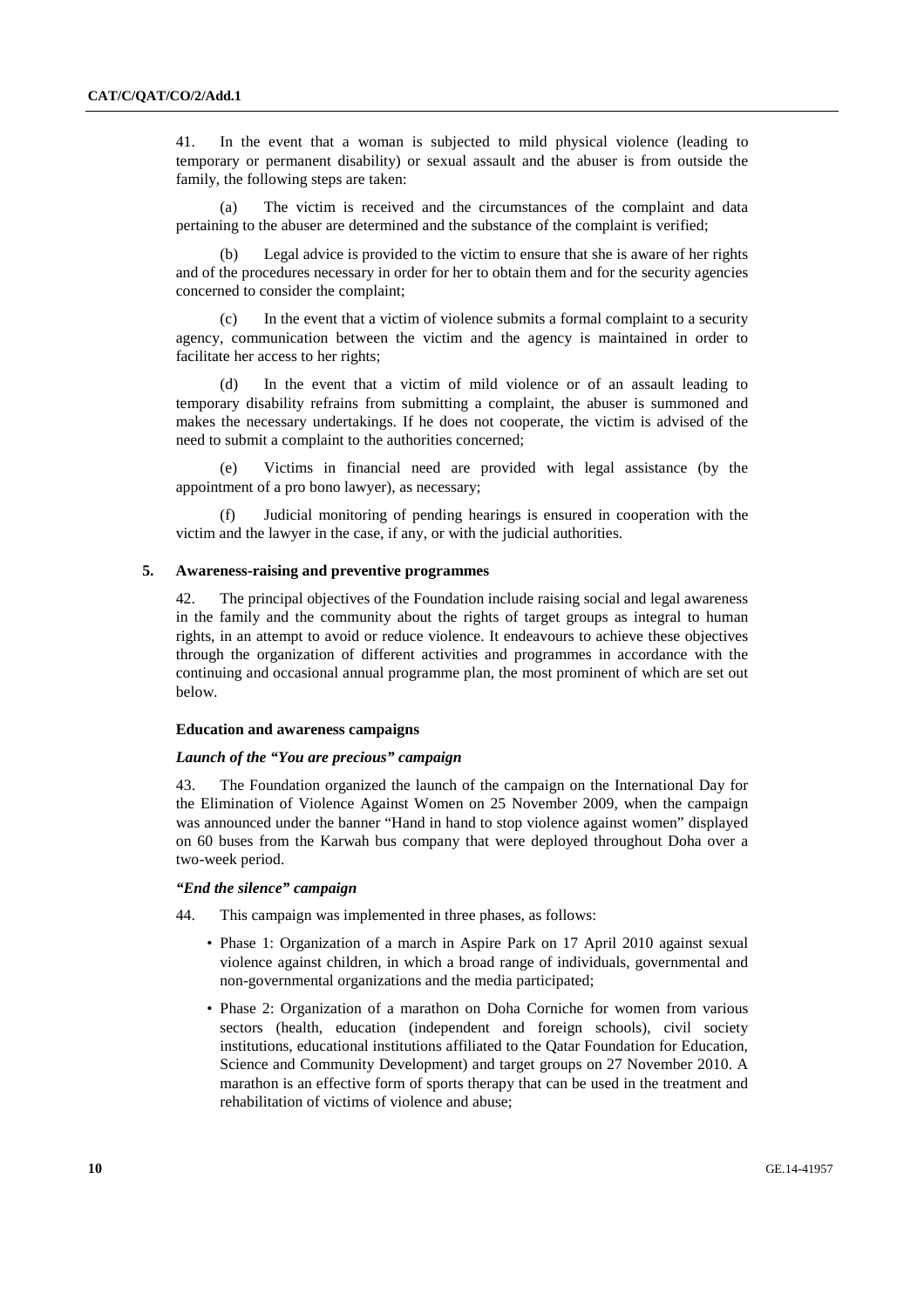41. In the event that a woman is subjected to mild physical violence (leading to temporary or permanent disability) or sexual assault and the abuser is from outside the family, the following steps are taken:

(a) The victim is received and the circumstances of the complaint and data pertaining to the abuser are determined and the substance of the complaint is verified;

(b) Legal advice is provided to the victim to ensure that she is aware of her rights and of the procedures necessary in order for her to obtain them and for the security agencies concerned to consider the complaint;

(c) In the event that a victim of violence submits a formal complaint to a security agency, communication between the victim and the agency is maintained in order to facilitate her access to her rights;

(d) In the event that a victim of mild violence or of an assault leading to temporary disability refrains from submitting a complaint, the abuser is summoned and makes the necessary undertakings. If he does not cooperate, the victim is advised of the need to submit a complaint to the authorities concerned;

(e) Victims in financial need are provided with legal assistance (by the appointment of a pro bono lawyer), as necessary;

(f) Judicial monitoring of pending hearings is ensured in cooperation with the victim and the lawyer in the case, if any, or with the judicial authorities.

## 5. Awareness-raising and preventive programmes

42. The principal objectives of the Foundation include raising social and legal awareness in the family and the community about the rights of target groups as integral to human rights, in an attempt to avoid or reduce violence. It endeavours to achieve these objectives through the organization of different activities and programmes in accordance with the continuing and occasional annual programme plan, the most prominent of which are set out below.

### Education and awareness campaigns

#### *Launch of the "You are precious" campaign*

43. The Foundation organized the launch of the campaign on the International Day for the Elimination of Violence Against Women on 25 November 2009, when the campaign was announced under the banner "Hand in hand to stop violence against women" displayed on 60 buses from the Karwah bus company that were deployed throughout Doha over a two-week period.

#### *"End the silence" campaign*

44. This campaign was implemented in three phases, as follows:

- Phase 1: Organization of a march in Aspire Park on 17 April 2010 against sexual violence against children, in which a broad range of individuals, governmental and non-governmental organizations and the media participated;
- Phase 2: Organization of a marathon on Doha Corniche for women from various sectors (health, education (independent and foreign schools), civil society institutions, educational institutions affiliated to the Qatar Foundation for Education, Science and Community Development) and target groups on 27 November 2010. A marathon is an effective form of sports therapy that can be used in the treatment and rehabilitation of victims of violence and abuse;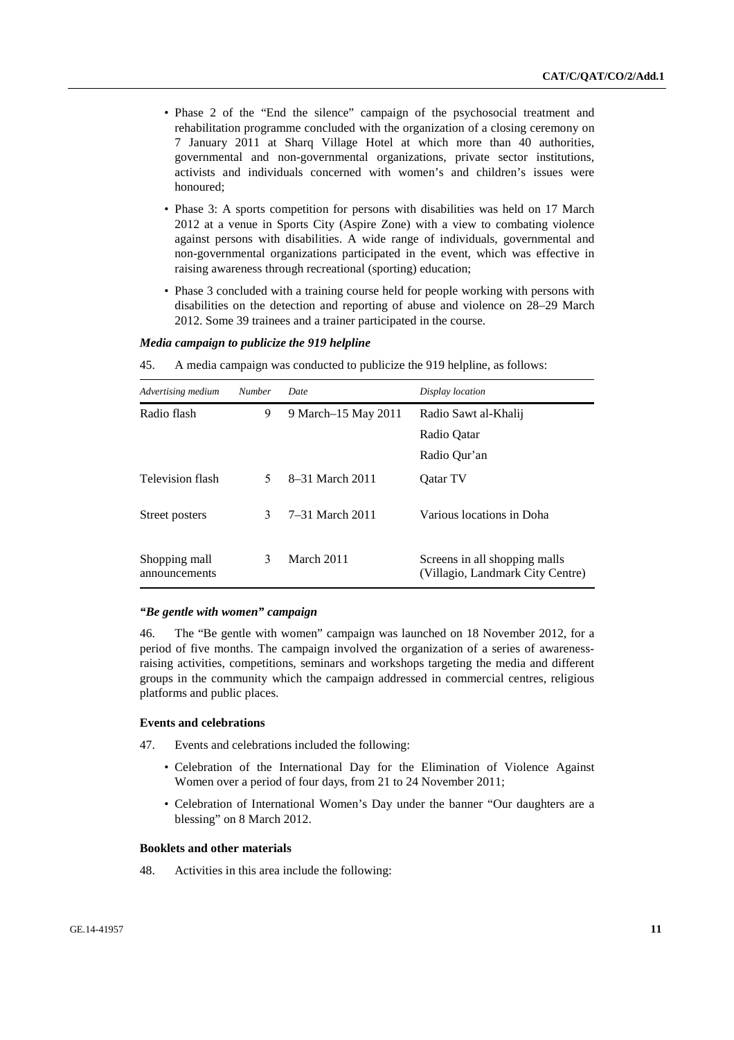- Phase 2 of the "End the silence" campaign of the psychosocial treatment and rehabilitation programme concluded with the organization of a closing ceremony on 7 January 2011 at Sharq Village Hotel at which more than 40 authorities, governmental and non-governmental organizations, private sector institutions, activists and individuals concerned with women's and children's issues were honoured;
- Phase 3: A sports competition for persons with disabilities was held on 17 March 2012 at a venue in Sports City (Aspire Zone) with a view to combating violence against persons with disabilities. A wide range of individuals, governmental and non-governmental organizations participated in the event, which was effective in raising awareness through recreational (sporting) education;
- Phase 3 concluded with a training course held for people working with persons with disabilities on the detection and reporting of abuse and violence on 28–29 March 2012. Some 39 trainees and a trainer participated in the course.

***Media campaign to publicize the 919 helpline***

45. A media campaign was conducted to publicize the 919 helpline, as follows:

| *Advertising medium* | *Number* | *Date* | *Display location* |
|---|---|---|---|
| Radio flash | 9 | 9 March–15 May 2011 | Radio Sawt al-Khalij |
| | | | Radio Qatar |
| | | | Radio Qur'an |
| Television flash | 5 | 8–31 March 2011 | Qatar TV |
| Street posters | 3 | 7–31 March 2011 | Various locations in Doha |
| Shopping mall announcements | 3 | March 2011 | Screens in all shopping malls (Villagio, Landmark City Centre) |

***"Be gentle with women" campaign***

46. The "Be gentle with women" campaign was launched on 18 November 2012, for a period of five months. The campaign involved the organization of a series of awareness-raising activities, competitions, seminars and workshops targeting the media and different groups in the community which the campaign addressed in commercial centres, religious platforms and public places.

**Events and celebrations**

47. Events and celebrations included the following:

- Celebration of the International Day for the Elimination of Violence Against Women over a period of four days, from 21 to 24 November 2011;
- Celebration of International Women's Day under the banner "Our daughters are a blessing" on 8 March 2012.

**Booklets and other materials**

48. Activities in this area include the following: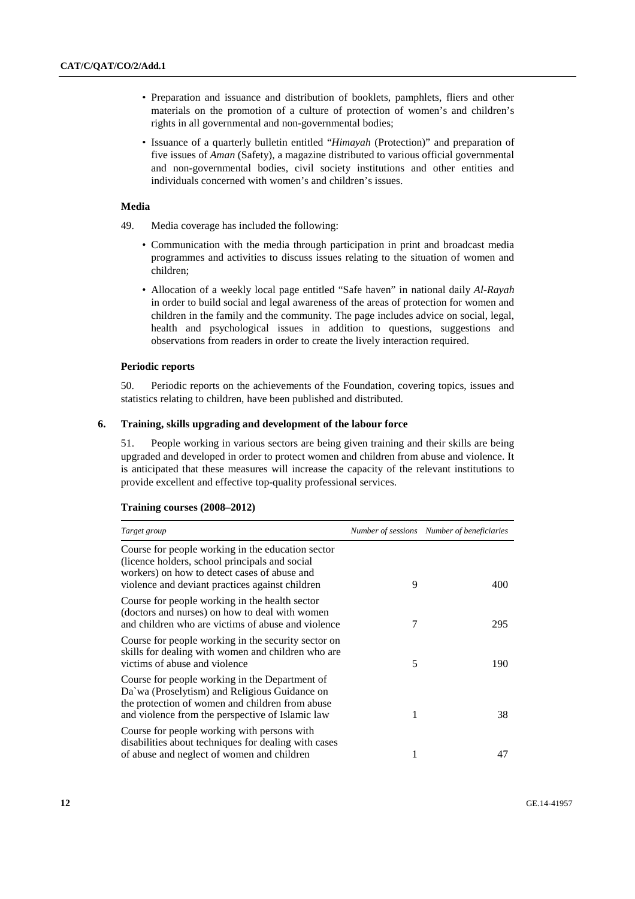- Preparation and issuance and distribution of booklets, pamphlets, fliers and other materials on the promotion of a culture of protection of women's and children's rights in all governmental and non-governmental bodies;
- Issuance of a quarterly bulletin entitled "*Himayah* (Protection)" and preparation of five issues of *Aman* (Safety), a magazine distributed to various official governmental and non-governmental bodies, civil society institutions and other entities and individuals concerned with women's and children's issues.

#### Media

49. Media coverage has included the following:

- Communication with the media through participation in print and broadcast media programmes and activities to discuss issues relating to the situation of women and children;
- Allocation of a weekly local page entitled "Safe haven" in national daily *Al-Rayah* in order to build social and legal awareness of the areas of protection for women and children in the family and the community. The page includes advice on social, legal, health and psychological issues in addition to questions, suggestions and observations from readers in order to create the lively interaction required.

#### Periodic reports

50. Periodic reports on the achievements of the Foundation, covering topics, issues and statistics relating to children, have been published and distributed.

### 6. Training, skills upgrading and development of the labour force

51. People working in various sectors are being given training and their skills are being upgraded and developed in order to protect women and children from abuse and violence. It is anticipated that these measures will increase the capacity of the relevant institutions to provide excellent and effective top-quality professional services.

#### Training courses (2008–2012)

| *Target group* | *Number of sessions* | *Number of beneficiaries* |
|---|---|---|
| Course for people working in the education sector (licence holders, school principals and social workers) on how to detect cases of abuse and violence and deviant practices against children | 9 | 400 |
| Course for people working in the health sector (doctors and nurses) on how to deal with women and children who are victims of abuse and violence | 7 | 295 |
| Course for people working in the security sector on skills for dealing with women and children who are victims of abuse and violence | 5 | 190 |
| Course for people working in the Department of Da`wa (Proselytism) and Religious Guidance on the protection of women and children from abuse and violence from the perspective of Islamic law | 1 | 38 |
| Course for people working with persons with disabilities about techniques for dealing with cases of abuse and neglect of women and children | 1 | 47 |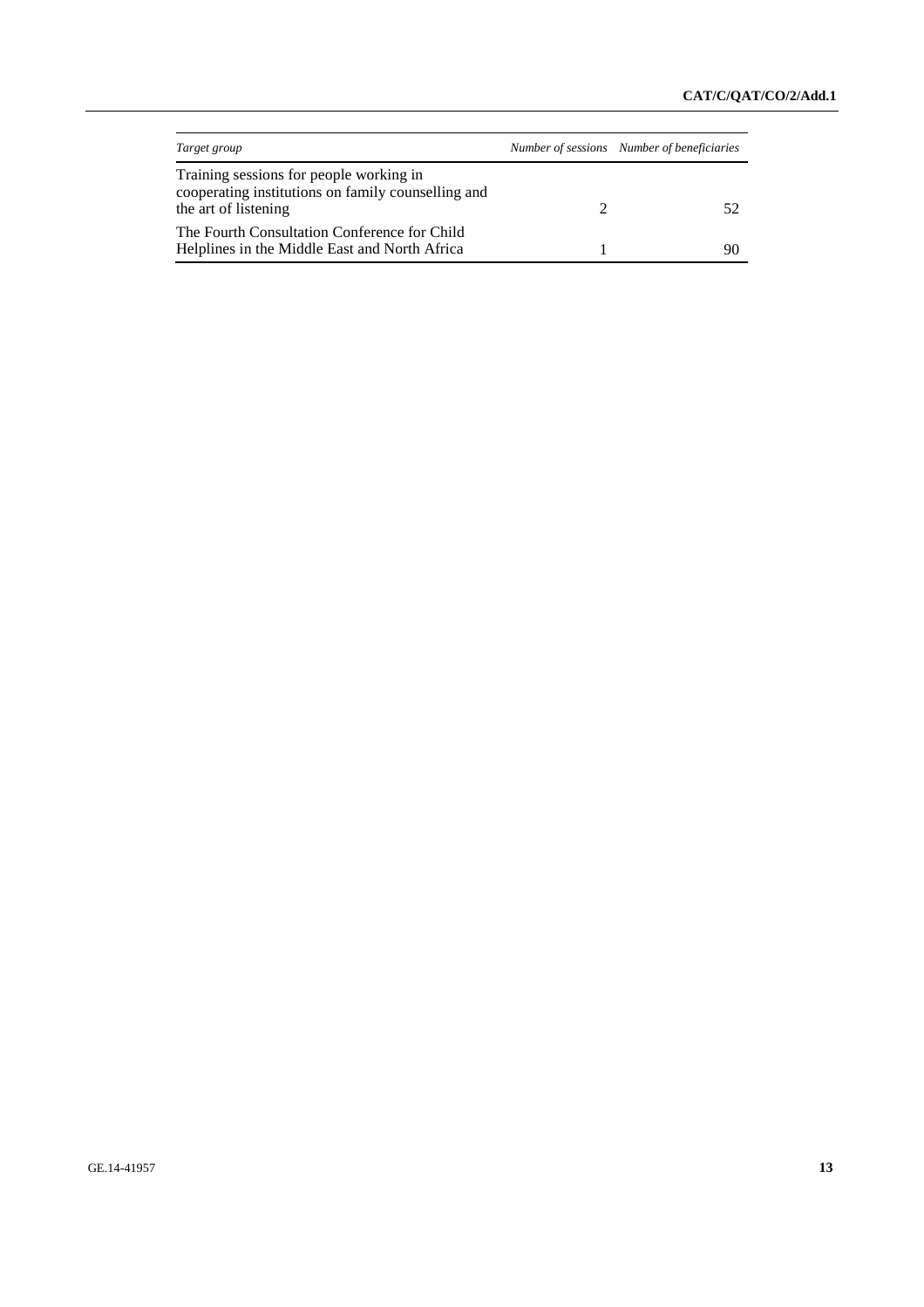| *Target group* | *Number of sessions* | *Number of beneficiaries* |
|---|---|---|
| Training sessions for people working in cooperating institutions on family counselling and the art of listening | 2 | 52 |
| The Fourth Consultation Conference for Child Helplines in the Middle East and North Africa | 1 | 90 |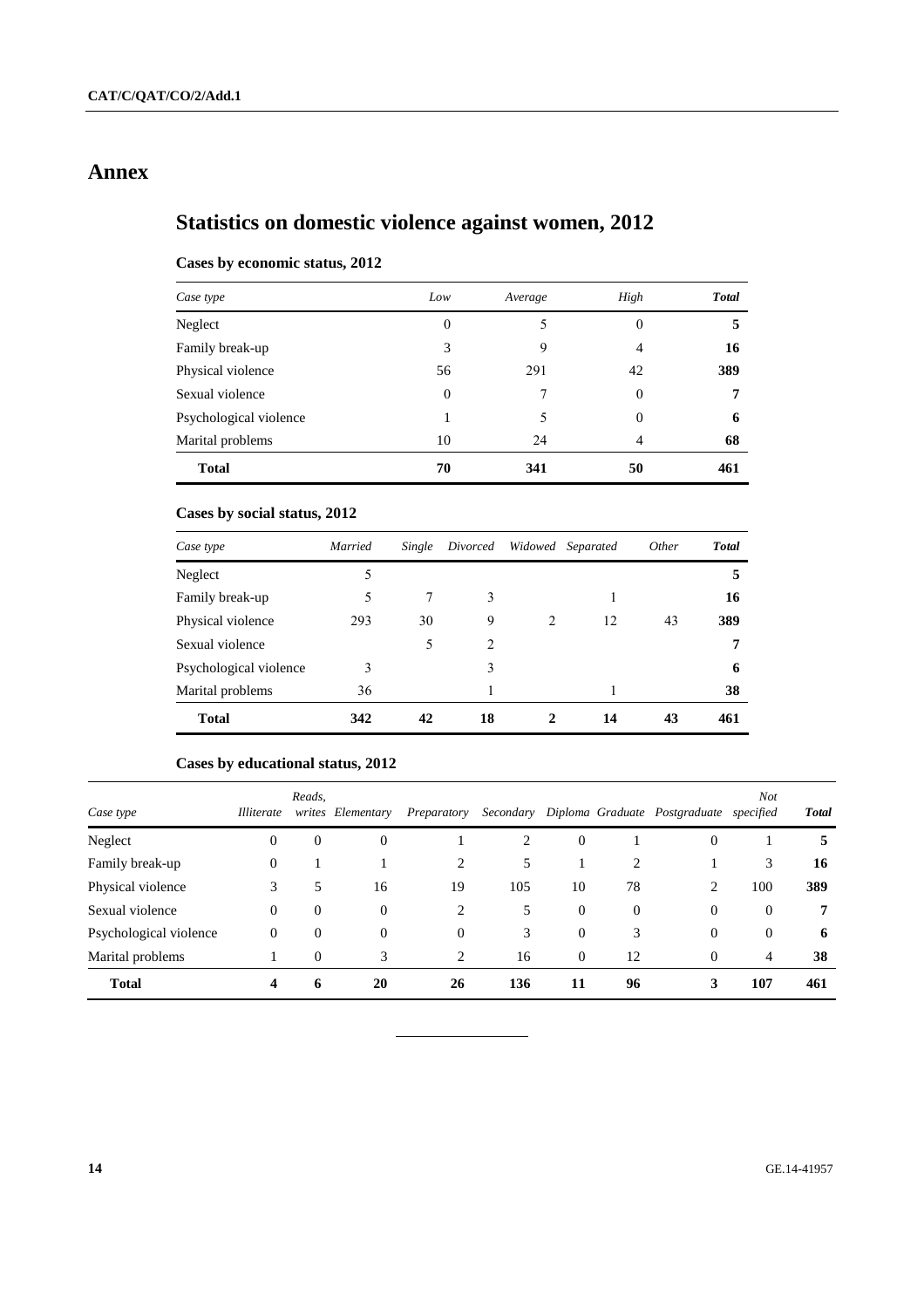# Annex

## Statistics on domestic violence against women, 2012

### Cases by economic status, 2012

| *Case type* | *Low* | *Average* | *High* | ***Total*** |
|---|---|---|---|---|
| Neglect | 0 | 5 | 0 | **5** |
| Family break-up | 3 | 9 | 4 | **16** |
| Physical violence | 56 | 291 | 42 | **389** |
| Sexual violence | 0 | 7 | 0 | **7** |
| Psychological violence | 1 | 5 | 0 | **6** |
| Marital problems | 10 | 24 | 4 | **68** |
| **Total** | **70** | **341** | **50** | **461** |

### Cases by social status, 2012

| *Case type* | *Married* | *Single* | *Divorced* | *Widowed* | *Separated* | *Other* | ***Total*** |
|---|---|---|---|---|---|---|---|
| Neglect | 5 | | | | | | **5** |
| Family break-up | 5 | 7 | 3 | | 1 | | **16** |
| Physical violence | 293 | 30 | 9 | 2 | 12 | 43 | **389** |
| Sexual violence | | 5 | 2 | | | | **7** |
| Psychological violence | 3 | | 3 | | | | **6** |
| Marital problems | 36 | | 1 | | 1 | | **38** |
| **Total** | **342** | **42** | **18** | **2** | **14** | **43** | **461** |

### Cases by educational status, 2012

| *Case type* | *Illiterate* | *Reads, writes* | *Elementary* | *Preparatory* | *Secondary* | *Diploma* | *Graduate* | *Postgraduate* | *Not specified* | ***Total*** |
|---|---|---|---|---|---|---|---|---|---|---|
| Neglect | 0 | 0 | 0 | 1 | 2 | 0 | 1 | 0 | 1 | **5** |
| Family break-up | 0 | 1 | 1 | 2 | 5 | 1 | 2 | 1 | 3 | **16** |
| Physical violence | 3 | 5 | 16 | 19 | 105 | 10 | 78 | 2 | 100 | **389** |
| Sexual violence | 0 | 0 | 0 | 2 | 5 | 0 | 0 | 0 | 0 | **7** |
| Psychological violence | 0 | 0 | 0 | 0 | 3 | 0 | 3 | 0 | 0 | **6** |
| Marital problems | 1 | 0 | 3 | 2 | 16 | 0 | 12 | 0 | 4 | **38** |
| **Total** | **4** | **6** | **20** | **26** | **136** | **11** | **96** | **3** | **107** | **461** |